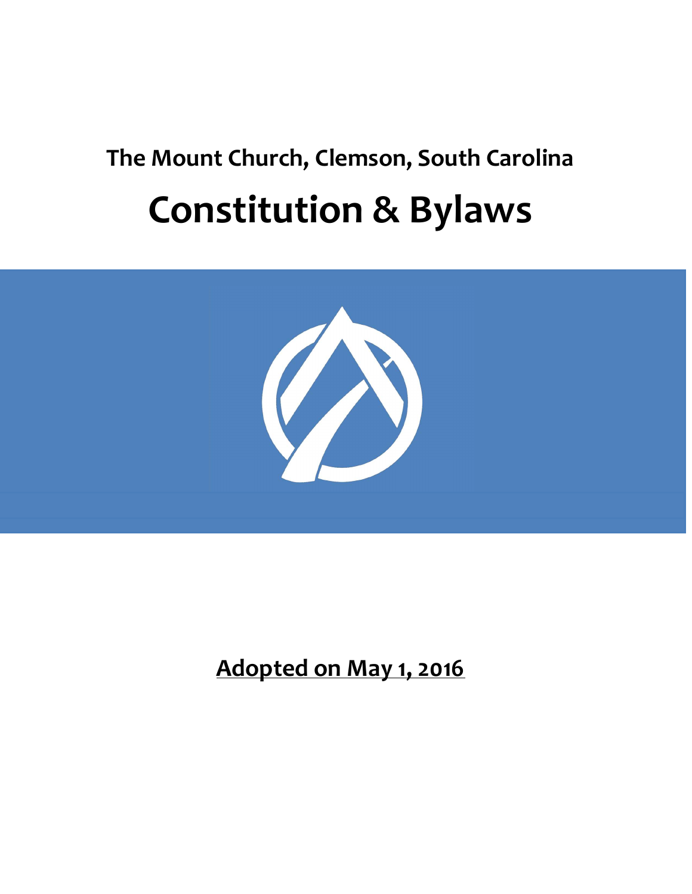**The Mount Church, Clemson, South Carolina**

# Constitution & Bylaws

**Adopted on May 1, 2016**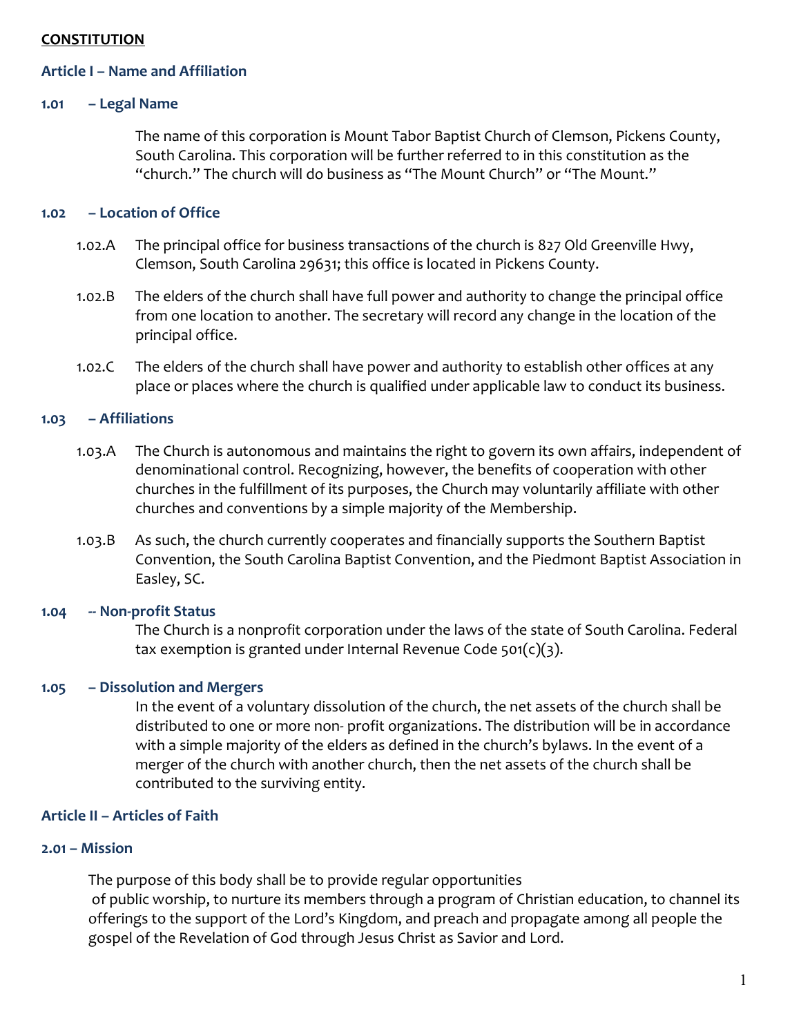**CONSTITUTION**

## Article I – Name and Affiliation

### 1.01 – Legal Name

The name of this corporation is Mount Tabor Baptist Church of Clemson, Pickens County, South Carolina. This corporation will be further referred to in this constitution as the "church." The church will do business as "The Mount Church" or "The Mount."

### 1.02 – Location of Office

1.02.A The principal office for business transactions of the church is 827 Old Greenville Hwy, Clemson, South Carolina 29631; this office is located in Pickens County.

1.02.B The elders of the church shall have full power and authority to change the principal office from one location to another. The secretary will record any change in the location of the principal office.

1.02.C The elders of the church shall have power and authority to establish other offices at any place or places where the church is qualified under applicable law to conduct its business.

### 1.03 – Affiliations

1.03.A The Church is autonomous and maintains the right to govern its own affairs, independent of denominational control. Recognizing, however, the benefits of cooperation with other churches in the fulfillment of its purposes, the Church may voluntarily affiliate with other churches and conventions by a simple majority of the Membership.

1.03.B As such, the church currently cooperates and financially supports the Southern Baptist Convention, the South Carolina Baptist Convention, and the Piedmont Baptist Association in Easley, SC.

### 1.04 -- Non-profit Status

The Church is a nonprofit corporation under the laws of the state of South Carolina. Federal tax exemption is granted under Internal Revenue Code 501(c)(3).

### 1.05 – Dissolution and Mergers

In the event of a voluntary dissolution of the church, the net assets of the church shall be distributed to one or more non- profit organizations. The distribution will be in accordance with a simple majority of the elders as defined in the church's bylaws. In the event of a merger of the church with another church, then the net assets of the church shall be contributed to the surviving entity.

## Article II – Articles of Faith

### 2.01 – Mission

The purpose of this body shall be to provide regular opportunities of public worship, to nurture its members through a program of Christian education, to channel its offerings to the support of the Lord's Kingdom, and preach and propagate among all people the gospel of the Revelation of God through Jesus Christ as Savior and Lord.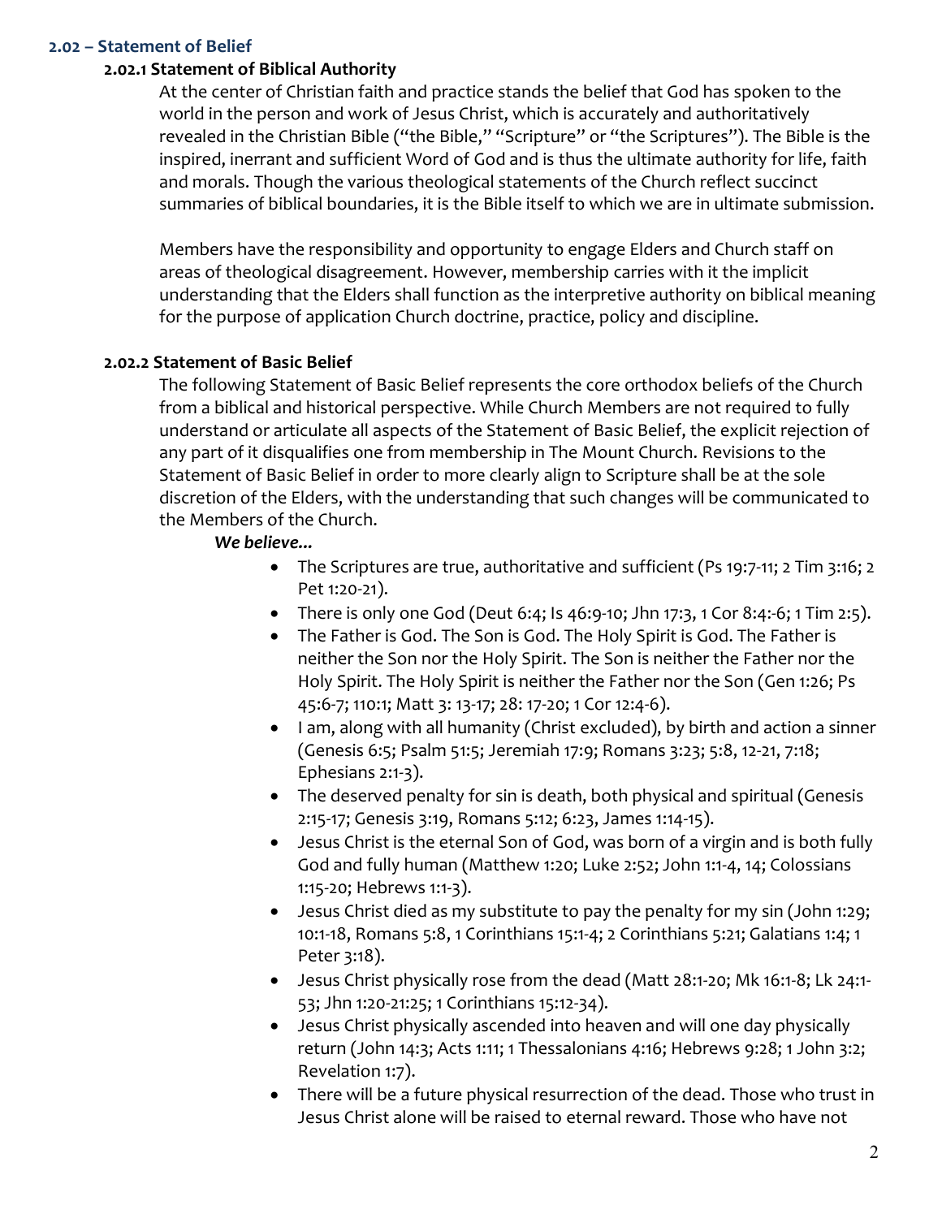## 2.02 – Statement of Belief

### 2.02.1 Statement of Biblical Authority

At the center of Christian faith and practice stands the belief that God has spoken to the world in the person and work of Jesus Christ, which is accurately and authoritatively revealed in the Christian Bible ("the Bible," "Scripture" or "the Scriptures"). The Bible is the inspired, inerrant and sufficient Word of God and is thus the ultimate authority for life, faith and morals. Though the various theological statements of the Church reflect succinct summaries of biblical boundaries, it is the Bible itself to which we are in ultimate submission.

Members have the responsibility and opportunity to engage Elders and Church staff on areas of theological disagreement. However, membership carries with it the implicit understanding that the Elders shall function as the interpretive authority on biblical meaning for the purpose of application Church doctrine, practice, policy and discipline.

### 2.02.2 Statement of Basic Belief

The following Statement of Basic Belief represents the core orthodox beliefs of the Church from a biblical and historical perspective. While Church Members are not required to fully understand or articulate all aspects of the Statement of Basic Belief, the explicit rejection of any part of it disqualifies one from membership in The Mount Church. Revisions to the Statement of Basic Belief in order to more clearly align to Scripture shall be at the sole discretion of the Elders, with the understanding that such changes will be communicated to the Members of the Church.

***We believe...***

- The Scriptures are true, authoritative and sufficient (Ps 19:7-11; 2 Tim 3:16; 2 Pet 1:20-21).
- There is only one God (Deut 6:4; Is 46:9-10; Jhn 17:3, 1 Cor 8:4:-6; 1 Tim 2:5).
- The Father is God. The Son is God. The Holy Spirit is God. The Father is neither the Son nor the Holy Spirit. The Son is neither the Father nor the Holy Spirit. The Holy Spirit is neither the Father nor the Son (Gen 1:26; Ps 45:6-7; 110:1; Matt 3: 13-17; 28: 17-20; 1 Cor 12:4-6).
- I am, along with all humanity (Christ excluded), by birth and action a sinner (Genesis 6:5; Psalm 51:5; Jeremiah 17:9; Romans 3:23; 5:8, 12-21, 7:18; Ephesians 2:1-3).
- The deserved penalty for sin is death, both physical and spiritual (Genesis 2:15-17; Genesis 3:19, Romans 5:12; 6:23, James 1:14-15).
- Jesus Christ is the eternal Son of God, was born of a virgin and is both fully God and fully human (Matthew 1:20; Luke 2:52; John 1:1-4, 14; Colossians 1:15-20; Hebrews 1:1-3).
- Jesus Christ died as my substitute to pay the penalty for my sin (John 1:29; 10:1-18, Romans 5:8, 1 Corinthians 15:1-4; 2 Corinthians 5:21; Galatians 1:4; 1 Peter 3:18).
- Jesus Christ physically rose from the dead (Matt 28:1-20; Mk 16:1-8; Lk 24:1-53; Jhn 1:20-21:25; 1 Corinthians 15:12-34).
- Jesus Christ physically ascended into heaven and will one day physically return (John 14:3; Acts 1:11; 1 Thessalonians 4:16; Hebrews 9:28; 1 John 3:2; Revelation 1:7).
- There will be a future physical resurrection of the dead. Those who trust in Jesus Christ alone will be raised to eternal reward. Those who have not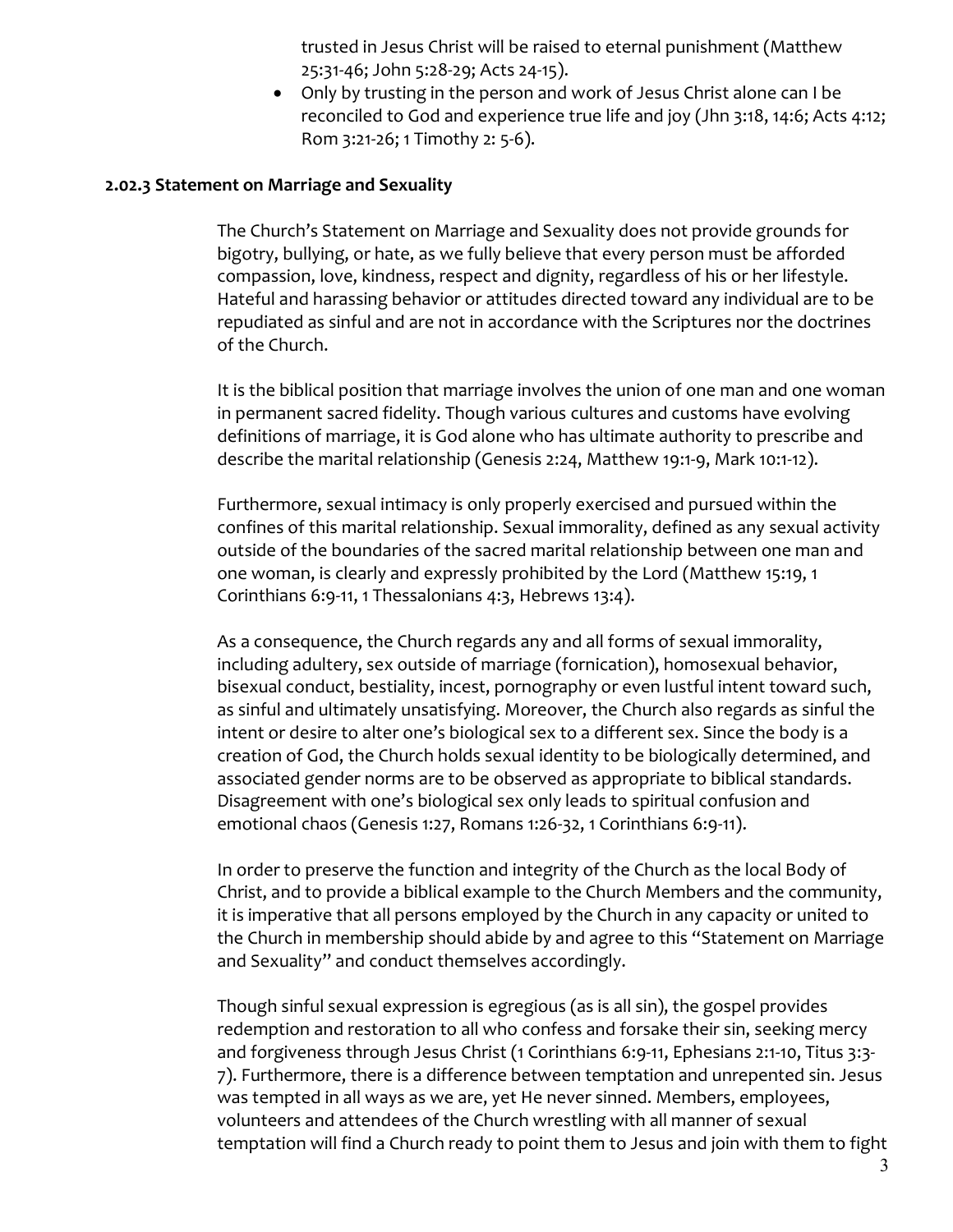trusted in Jesus Christ will be raised to eternal punishment (Matthew 25:31-46; John 5:28-29; Acts 24-15).
- Only by trusting in the person and work of Jesus Christ alone can I be reconciled to God and experience true life and joy (Jhn 3:18, 14:6; Acts 4:12; Rom 3:21-26; 1 Timothy 2: 5-6).

**2.02.3 Statement on Marriage and Sexuality**

The Church's Statement on Marriage and Sexuality does not provide grounds for bigotry, bullying, or hate, as we fully believe that every person must be afforded compassion, love, kindness, respect and dignity, regardless of his or her lifestyle. Hateful and harassing behavior or attitudes directed toward any individual are to be repudiated as sinful and are not in accordance with the Scriptures nor the doctrines of the Church.

It is the biblical position that marriage involves the union of one man and one woman in permanent sacred fidelity. Though various cultures and customs have evolving definitions of marriage, it is God alone who has ultimate authority to prescribe and describe the marital relationship (Genesis 2:24, Matthew 19:1-9, Mark 10:1-12).

Furthermore, sexual intimacy is only properly exercised and pursued within the confines of this marital relationship. Sexual immorality, defined as any sexual activity outside of the boundaries of the sacred marital relationship between one man and one woman, is clearly and expressly prohibited by the Lord (Matthew 15:19, 1 Corinthians 6:9-11, 1 Thessalonians 4:3, Hebrews 13:4).

As a consequence, the Church regards any and all forms of sexual immorality, including adultery, sex outside of marriage (fornication), homosexual behavior, bisexual conduct, bestiality, incest, pornography or even lustful intent toward such, as sinful and ultimately unsatisfying. Moreover, the Church also regards as sinful the intent or desire to alter one's biological sex to a different sex. Since the body is a creation of God, the Church holds sexual identity to be biologically determined, and associated gender norms are to be observed as appropriate to biblical standards. Disagreement with one's biological sex only leads to spiritual confusion and emotional chaos (Genesis 1:27, Romans 1:26-32, 1 Corinthians 6:9-11).

In order to preserve the function and integrity of the Church as the local Body of Christ, and to provide a biblical example to the Church Members and the community, it is imperative that all persons employed by the Church in any capacity or united to the Church in membership should abide by and agree to this "Statement on Marriage and Sexuality" and conduct themselves accordingly.

Though sinful sexual expression is egregious (as is all sin), the gospel provides redemption and restoration to all who confess and forsake their sin, seeking mercy and forgiveness through Jesus Christ (1 Corinthians 6:9-11, Ephesians 2:1-10, Titus 3:3-7). Furthermore, there is a difference between temptation and unrepented sin. Jesus was tempted in all ways as we are, yet He never sinned. Members, employees, volunteers and attendees of the Church wrestling with all manner of sexual temptation will find a Church ready to point them to Jesus and join with them to fight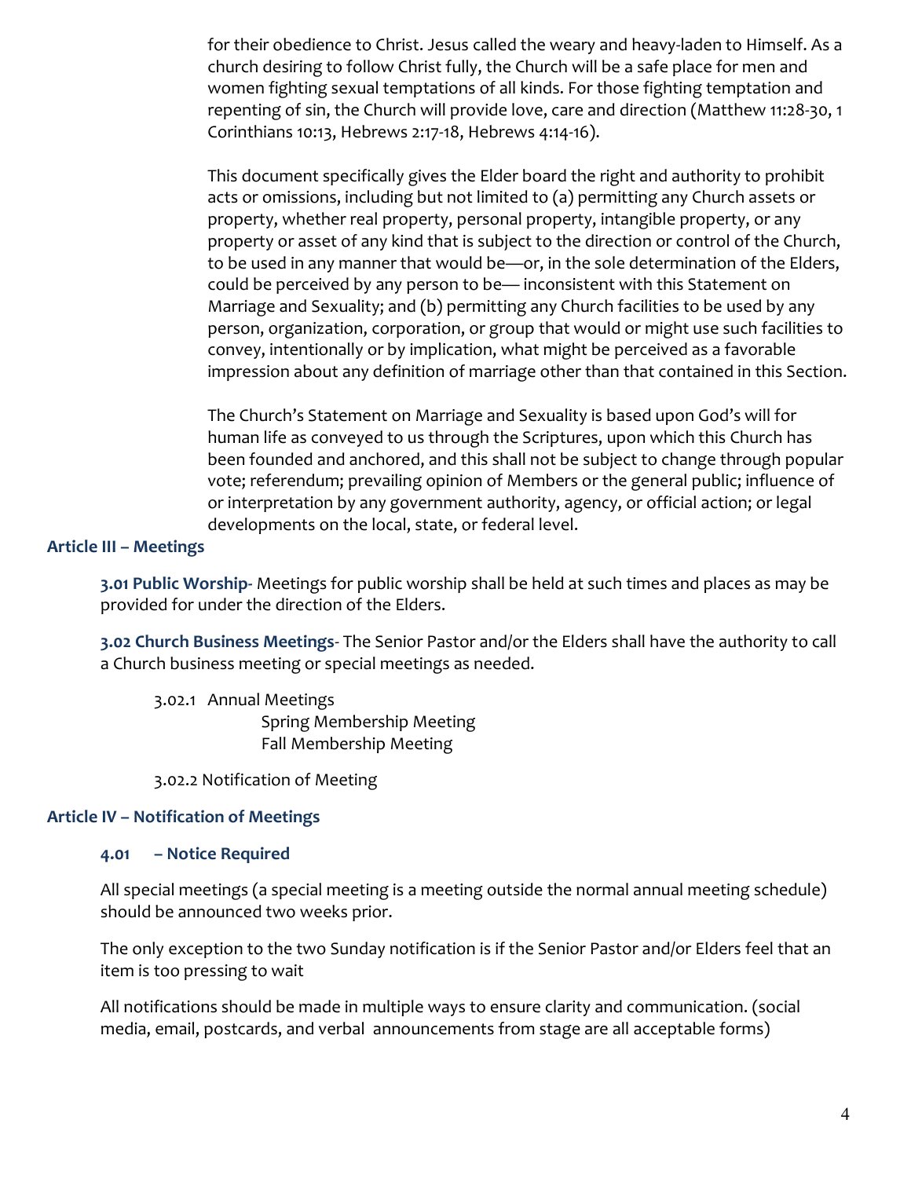for their obedience to Christ. Jesus called the weary and heavy-laden to Himself. As a church desiring to follow Christ fully, the Church will be a safe place for men and women fighting sexual temptations of all kinds. For those fighting temptation and repenting of sin, the Church will provide love, care and direction (Matthew 11:28-30, 1 Corinthians 10:13, Hebrews 2:17-18, Hebrews 4:14-16).

This document specifically gives the Elder board the right and authority to prohibit acts or omissions, including but not limited to (a) permitting any Church assets or property, whether real property, personal property, intangible property, or any property or asset of any kind that is subject to the direction or control of the Church, to be used in any manner that would be—or, in the sole determination of the Elders, could be perceived by any person to be— inconsistent with this Statement on Marriage and Sexuality; and (b) permitting any Church facilities to be used by any person, organization, corporation, or group that would or might use such facilities to convey, intentionally or by implication, what might be perceived as a favorable impression about any definition of marriage other than that contained in this Section.

The Church's Statement on Marriage and Sexuality is based upon God's will for human life as conveyed to us through the Scriptures, upon which this Church has been founded and anchored, and this shall not be subject to change through popular vote; referendum; prevailing opinion of Members or the general public; influence of or interpretation by any government authority, agency, or official action; or legal developments on the local, state, or federal level.

## Article III – Meetings

**3.01 Public Worship**- Meetings for public worship shall be held at such times and places as may be provided for under the direction of the Elders.

**3.02 Church Business Meetings**- The Senior Pastor and/or the Elders shall have the authority to call a Church business meeting or special meetings as needed.

3.02.1 Annual Meetings
- Spring Membership Meeting
- Fall Membership Meeting

3.02.2 Notification of Meeting

## Article IV – Notification of Meetings

### 4.01 – Notice Required

All special meetings (a special meeting is a meeting outside the normal annual meeting schedule) should be announced two weeks prior.

The only exception to the two Sunday notification is if the Senior Pastor and/or Elders feel that an item is too pressing to wait

All notifications should be made in multiple ways to ensure clarity and communication. (social media, email, postcards, and verbal announcements from stage are all acceptable forms)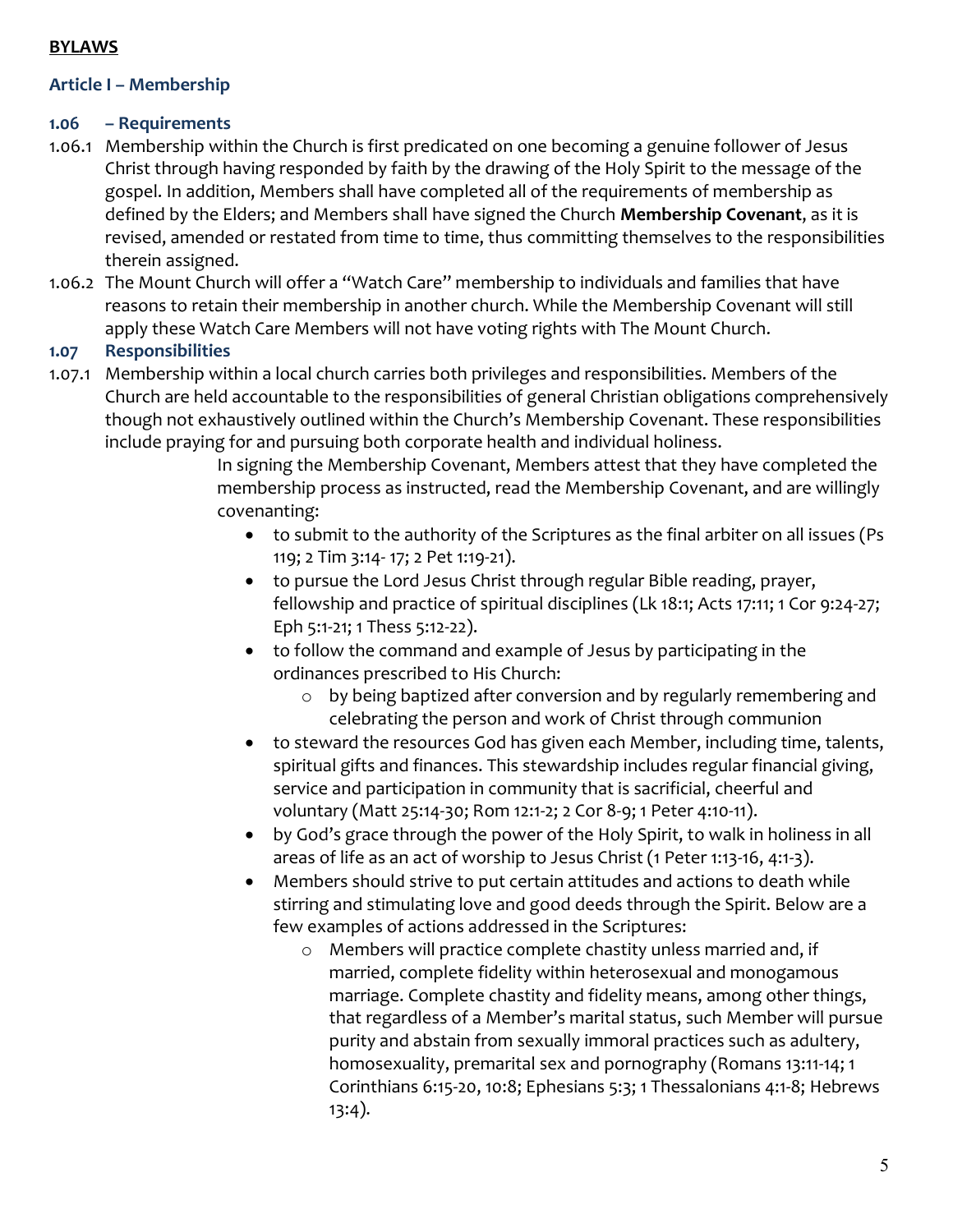**BYLAWS**

## Article I – Membership

### 1.06 – Requirements

1.06.1 Membership within the Church is first predicated on one becoming a genuine follower of Jesus Christ through having responded by faith by the drawing of the Holy Spirit to the message of the gospel. In addition, Members shall have completed all of the requirements of membership as defined by the Elders; and Members shall have signed the Church **Membership Covenant**, as it is revised, amended or restated from time to time, thus committing themselves to the responsibilities therein assigned.

1.06.2 The Mount Church will offer a "Watch Care" membership to individuals and families that have reasons to retain their membership in another church. While the Membership Covenant will still apply these Watch Care Members will not have voting rights with The Mount Church.

### 1.07 Responsibilities

1.07.1 Membership within a local church carries both privileges and responsibilities. Members of the Church are held accountable to the responsibilities of general Christian obligations comprehensively though not exhaustively outlined within the Church's Membership Covenant. These responsibilities include praying for and pursuing both corporate health and individual holiness.

In signing the Membership Covenant, Members attest that they have completed the membership process as instructed, read the Membership Covenant, and are willingly covenanting:

- to submit to the authority of the Scriptures as the final arbiter on all issues (Ps 119; 2 Tim 3:14- 17; 2 Pet 1:19-21).
- to pursue the Lord Jesus Christ through regular Bible reading, prayer, fellowship and practice of spiritual disciplines (Lk 18:1; Acts 17:11; 1 Cor 9:24-27; Eph 5:1-21; 1 Thess 5:12-22).
- to follow the command and example of Jesus by participating in the ordinances prescribed to His Church:
  - by being baptized after conversion and by regularly remembering and celebrating the person and work of Christ through communion
- to steward the resources God has given each Member, including time, talents, spiritual gifts and finances. This stewardship includes regular financial giving, service and participation in community that is sacrificial, cheerful and voluntary (Matt 25:14-30; Rom 12:1-2; 2 Cor 8-9; 1 Peter 4:10-11).
- by God's grace through the power of the Holy Spirit, to walk in holiness in all areas of life as an act of worship to Jesus Christ (1 Peter 1:13-16, 4:1-3).
- Members should strive to put certain attitudes and actions to death while stirring and stimulating love and good deeds through the Spirit. Below are a few examples of actions addressed in the Scriptures:
  - Members will practice complete chastity unless married and, if married, complete fidelity within heterosexual and monogamous marriage. Complete chastity and fidelity means, among other things, that regardless of a Member's marital status, such Member will pursue purity and abstain from sexually immoral practices such as adultery, homosexuality, premarital sex and pornography (Romans 13:11-14; 1 Corinthians 6:15-20, 10:8; Ephesians 5:3; 1 Thessalonians 4:1-8; Hebrews 13:4).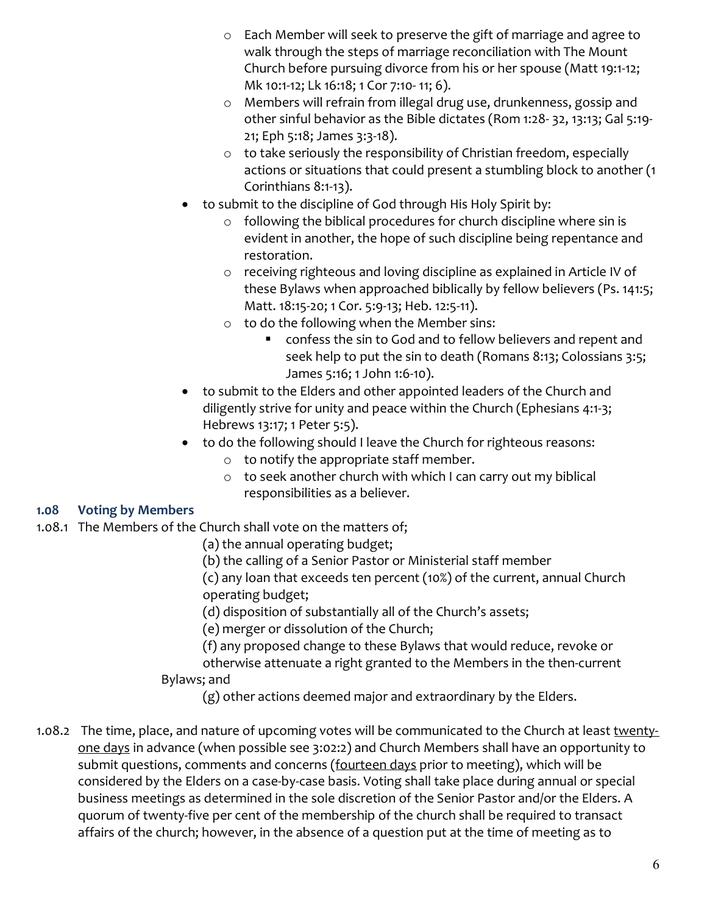- Each Member will seek to preserve the gift of marriage and agree to walk through the steps of marriage reconciliation with The Mount Church before pursuing divorce from his or her spouse (Matt 19:1-12; Mk 10:1-12; Lk 16:18; 1 Cor 7:10- 11; 6).
    - Members will refrain from illegal drug use, drunkenness, gossip and other sinful behavior as the Bible dictates (Rom 1:28- 32, 13:13; Gal 5:19-21; Eph 5:18; James 3:3-18).
    - to take seriously the responsibility of Christian freedom, especially actions or situations that could present a stumbling block to another (1 Corinthians 8:1-13).
- to submit to the discipline of God through His Holy Spirit by:
    - following the biblical procedures for church discipline where sin is evident in another, the hope of such discipline being repentance and restoration.
    - receiving righteous and loving discipline as explained in Article IV of these Bylaws when approached biblically by fellow believers (Ps. 141:5; Matt. 18:15-20; 1 Cor. 5:9-13; Heb. 12:5-11).
    - to do the following when the Member sins:
        - confess the sin to God and to fellow believers and repent and seek help to put the sin to death (Romans 8:13; Colossians 3:5; James 5:16; 1 John 1:6-10).
- to submit to the Elders and other appointed leaders of the Church and diligently strive for unity and peace within the Church (Ephesians 4:1-3; Hebrews 13:17; 1 Peter 5:5).
- to do the following should I leave the Church for righteous reasons:
    - to notify the appropriate staff member.
    - to seek another church with which I can carry out my biblical responsibilities as a believer.

### 1.08 Voting by Members

1.08.1 The Members of the Church shall vote on the matters of;

(a) the annual operating budget;

(b) the calling of a Senior Pastor or Ministerial staff member

(c) any loan that exceeds ten percent (10%) of the current, annual Church operating budget;

(d) disposition of substantially all of the Church's assets;

(e) merger or dissolution of the Church;

(f) any proposed change to these Bylaws that would reduce, revoke or otherwise attenuate a right granted to the Members in the then-current Bylaws; and

(g) other actions deemed major and extraordinary by the Elders.

1.08.2 The time, place, and nature of upcoming votes will be communicated to the Church at least <u>twenty-one days</u> in advance (when possible see 3:02:2) and Church Members shall have an opportunity to submit questions, comments and concerns (<u>fourteen days</u> prior to meeting), which will be considered by the Elders on a case-by-case basis. Voting shall take place during annual or special business meetings as determined in the sole discretion of the Senior Pastor and/or the Elders. A quorum of twenty-five per cent of the membership of the church shall be required to transact affairs of the church; however, in the absence of a question put at the time of meeting as to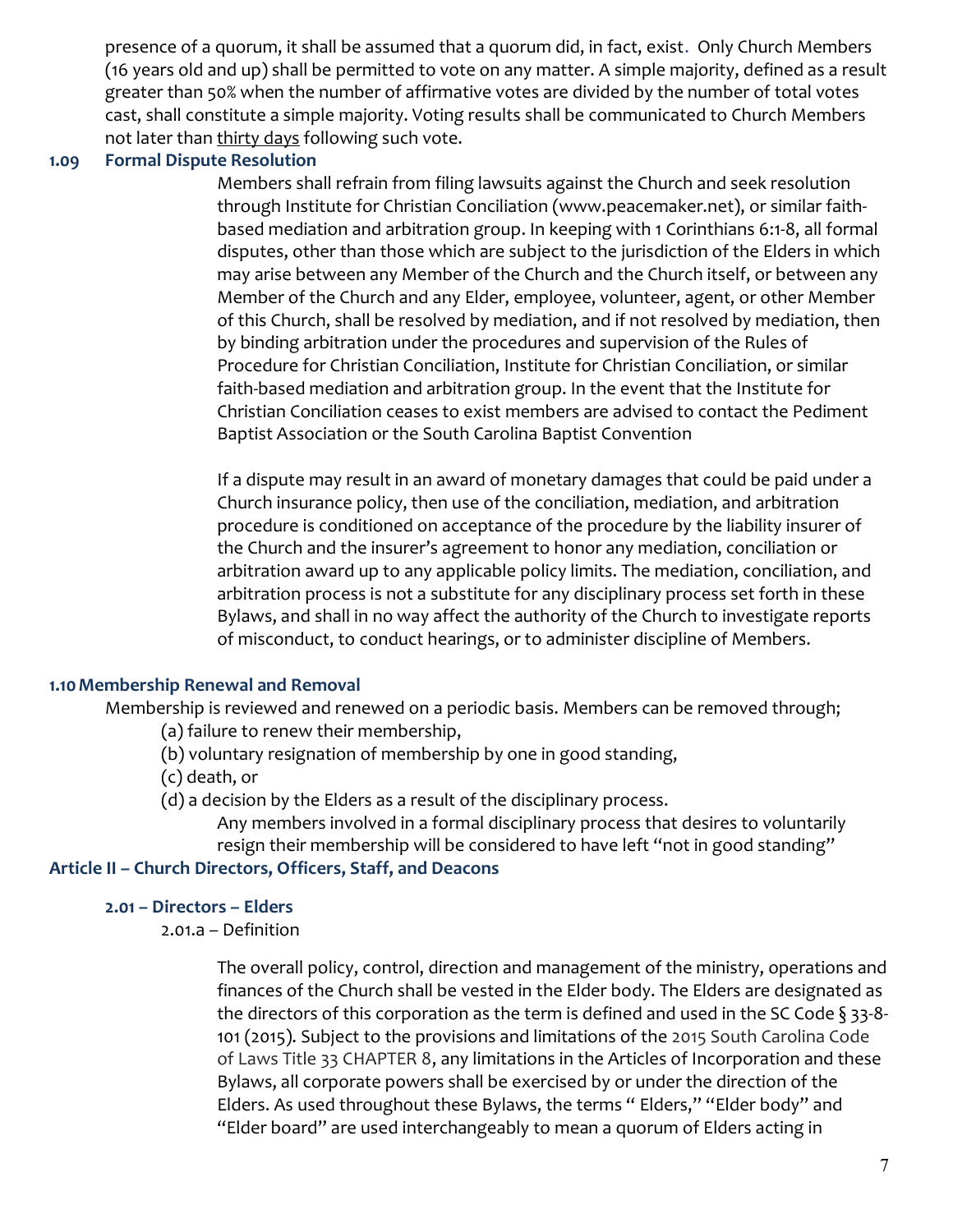presence of a quorum, it shall be assumed that a quorum did, in fact, exist. Only Church Members (16 years old and up) shall be permitted to vote on any matter. A simple majority, defined as a result greater than 50% when the number of affirmative votes are divided by the number of total votes cast, shall constitute a simple majority. Voting results shall be communicated to Church Members not later than thirty days following such vote.

### 1.09 Formal Dispute Resolution

Members shall refrain from filing lawsuits against the Church and seek resolution through Institute for Christian Conciliation (www.peacemaker.net), or similar faith-based mediation and arbitration group. In keeping with 1 Corinthians 6:1-8, all formal disputes, other than those which are subject to the jurisdiction of the Elders in which may arise between any Member of the Church and the Church itself, or between any Member of the Church and any Elder, employee, volunteer, agent, or other Member of this Church, shall be resolved by mediation, and if not resolved by mediation, then by binding arbitration under the procedures and supervision of the Rules of Procedure for Christian Conciliation, Institute for Christian Conciliation, or similar faith-based mediation and arbitration group. In the event that the Institute for Christian Conciliation ceases to exist members are advised to contact the Pediment Baptist Association or the South Carolina Baptist Convention

If a dispute may result in an award of monetary damages that could be paid under a Church insurance policy, then use of the conciliation, mediation, and arbitration procedure is conditioned on acceptance of the procedure by the liability insurer of the Church and the insurer's agreement to honor any mediation, conciliation or arbitration award up to any applicable policy limits. The mediation, conciliation, and arbitration process is not a substitute for any disciplinary process set forth in these Bylaws, and shall in no way affect the authority of the Church to investigate reports of misconduct, to conduct hearings, or to administer discipline of Members.

### 1.10 Membership Renewal and Removal

Membership is reviewed and renewed on a periodic basis. Members can be removed through;

(a) failure to renew their membership,

(b) voluntary resignation of membership by one in good standing,

(c) death, or

(d) a decision by the Elders as a result of the disciplinary process.

Any members involved in a formal disciplinary process that desires to voluntarily resign their membership will be considered to have left "not in good standing"

## Article II – Church Directors, Officers, Staff, and Deacons

### 2.01 – Directors – Elders

2.01.a – Definition

The overall policy, control, direction and management of the ministry, operations and finances of the Church shall be vested in the Elder body. The Elders are designated as the directors of this corporation as the term is defined and used in the SC Code § 33-8-101 (2015). Subject to the provisions and limitations of the 2015 South Carolina Code of Laws Title 33 CHAPTER 8, any limitations in the Articles of Incorporation and these Bylaws, all corporate powers shall be exercised by or under the direction of the Elders. As used throughout these Bylaws, the terms " Elders," "Elder body" and "Elder board" are used interchangeably to mean a quorum of Elders acting in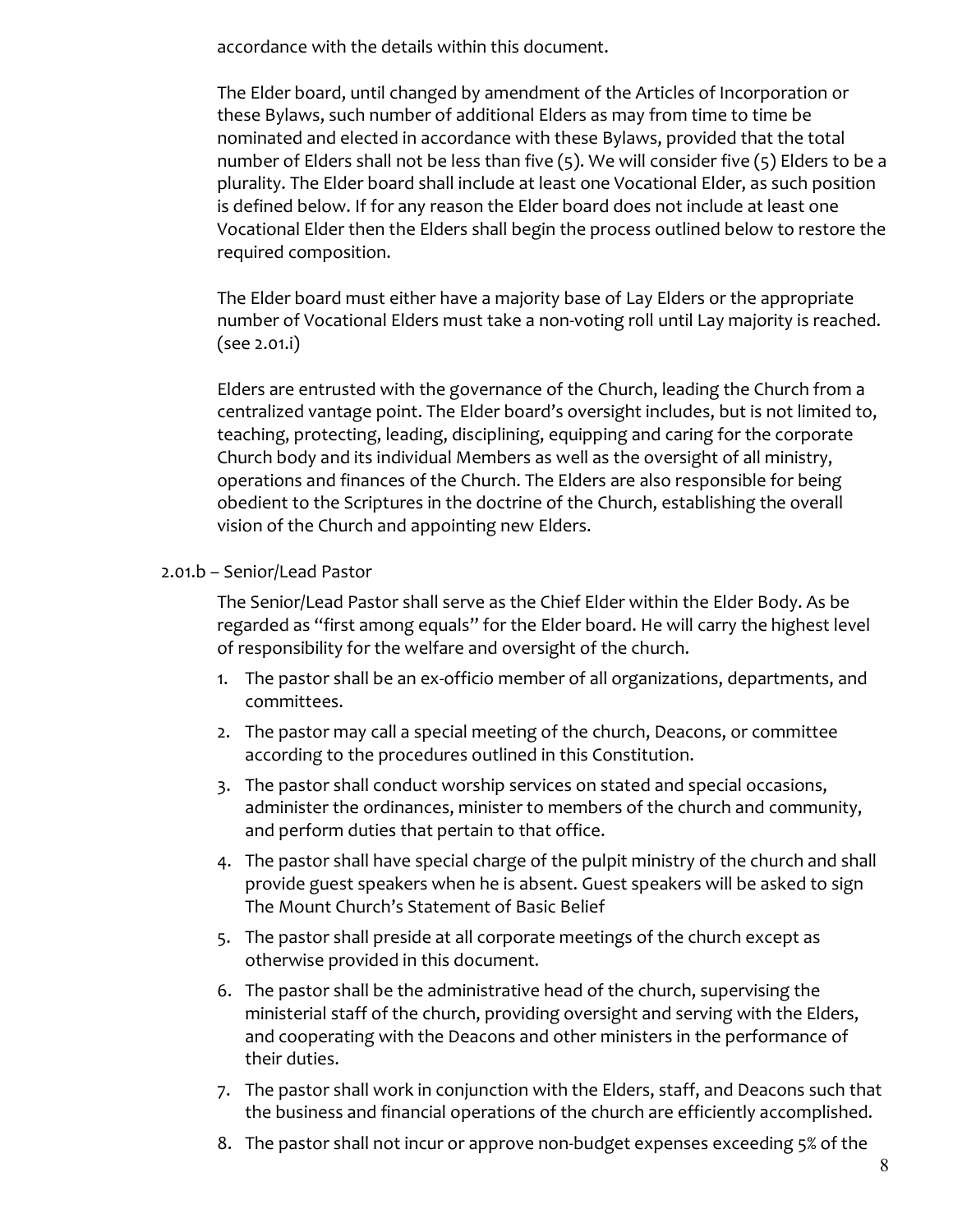accordance with the details within this document.

The Elder board, until changed by amendment of the Articles of Incorporation or these Bylaws, such number of additional Elders as may from time to time be nominated and elected in accordance with these Bylaws, provided that the total number of Elders shall not be less than five (5). We will consider five (5) Elders to be a plurality. The Elder board shall include at least one Vocational Elder, as such position is defined below. If for any reason the Elder board does not include at least one Vocational Elder then the Elders shall begin the process outlined below to restore the required composition.

The Elder board must either have a majority base of Lay Elders or the appropriate number of Vocational Elders must take a non-voting roll until Lay majority is reached. (see 2.01.i)

Elders are entrusted with the governance of the Church, leading the Church from a centralized vantage point. The Elder board's oversight includes, but is not limited to, teaching, protecting, leading, disciplining, equipping and caring for the corporate Church body and its individual Members as well as the oversight of all ministry, operations and finances of the Church. The Elders are also responsible for being obedient to the Scriptures in the doctrine of the Church, establishing the overall vision of the Church and appointing new Elders.

2.01.b – Senior/Lead Pastor

The Senior/Lead Pastor shall serve as the Chief Elder within the Elder Body. As be regarded as "first among equals" for the Elder board. He will carry the highest level of responsibility for the welfare and oversight of the church.

1. The pastor shall be an ex-officio member of all organizations, departments, and committees.
2. The pastor may call a special meeting of the church, Deacons, or committee according to the procedures outlined in this Constitution.
3. The pastor shall conduct worship services on stated and special occasions, administer the ordinances, minister to members of the church and community, and perform duties that pertain to that office.
4. The pastor shall have special charge of the pulpit ministry of the church and shall provide guest speakers when he is absent. Guest speakers will be asked to sign The Mount Church's Statement of Basic Belief
5. The pastor shall preside at all corporate meetings of the church except as otherwise provided in this document.
6. The pastor shall be the administrative head of the church, supervising the ministerial staff of the church, providing oversight and serving with the Elders, and cooperating with the Deacons and other ministers in the performance of their duties.
7. The pastor shall work in conjunction with the Elders, staff, and Deacons such that the business and financial operations of the church are efficiently accomplished.
8. The pastor shall not incur or approve non-budget expenses exceeding 5% of the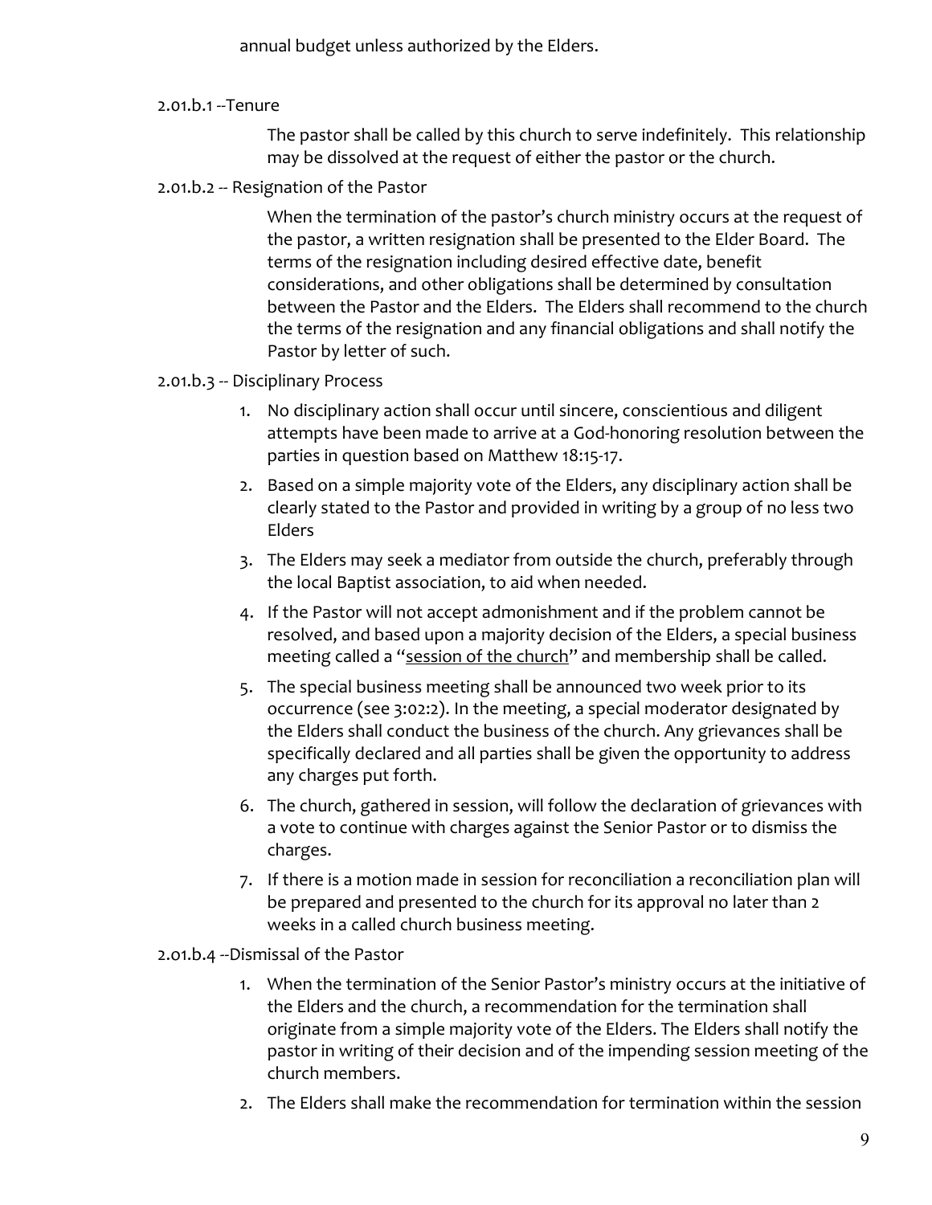annual budget unless authorized by the Elders.

2.01.b.1 --Tenure

The pastor shall be called by this church to serve indefinitely. This relationship may be dissolved at the request of either the pastor or the church.

2.01.b.2 -- Resignation of the Pastor

When the termination of the pastor's church ministry occurs at the request of the pastor, a written resignation shall be presented to the Elder Board. The terms of the resignation including desired effective date, benefit considerations, and other obligations shall be determined by consultation between the Pastor and the Elders. The Elders shall recommend to the church the terms of the resignation and any financial obligations and shall notify the Pastor by letter of such.

2.01.b.3 -- Disciplinary Process

1. No disciplinary action shall occur until sincere, conscientious and diligent attempts have been made to arrive at a God-honoring resolution between the parties in question based on Matthew 18:15-17.
2. Based on a simple majority vote of the Elders, any disciplinary action shall be clearly stated to the Pastor and provided in writing by a group of no less two Elders
3. The Elders may seek a mediator from outside the church, preferably through the local Baptist association, to aid when needed.
4. If the Pastor will not accept admonishment and if the problem cannot be resolved, and based upon a majority decision of the Elders, a special business meeting called a "session of the church" and membership shall be called.
5. The special business meeting shall be announced two week prior to its occurrence (see 3:02:2). In the meeting, a special moderator designated by the Elders shall conduct the business of the church. Any grievances shall be specifically declared and all parties shall be given the opportunity to address any charges put forth.
6. The church, gathered in session, will follow the declaration of grievances with a vote to continue with charges against the Senior Pastor or to dismiss the charges.
7. If there is a motion made in session for reconciliation a reconciliation plan will be prepared and presented to the church for its approval no later than 2 weeks in a called church business meeting.

2.01.b.4 --Dismissal of the Pastor

1. When the termination of the Senior Pastor's ministry occurs at the initiative of the Elders and the church, a recommendation for the termination shall originate from a simple majority vote of the Elders. The Elders shall notify the pastor in writing of their decision and of the impending session meeting of the church members.
2. The Elders shall make the recommendation for termination within the session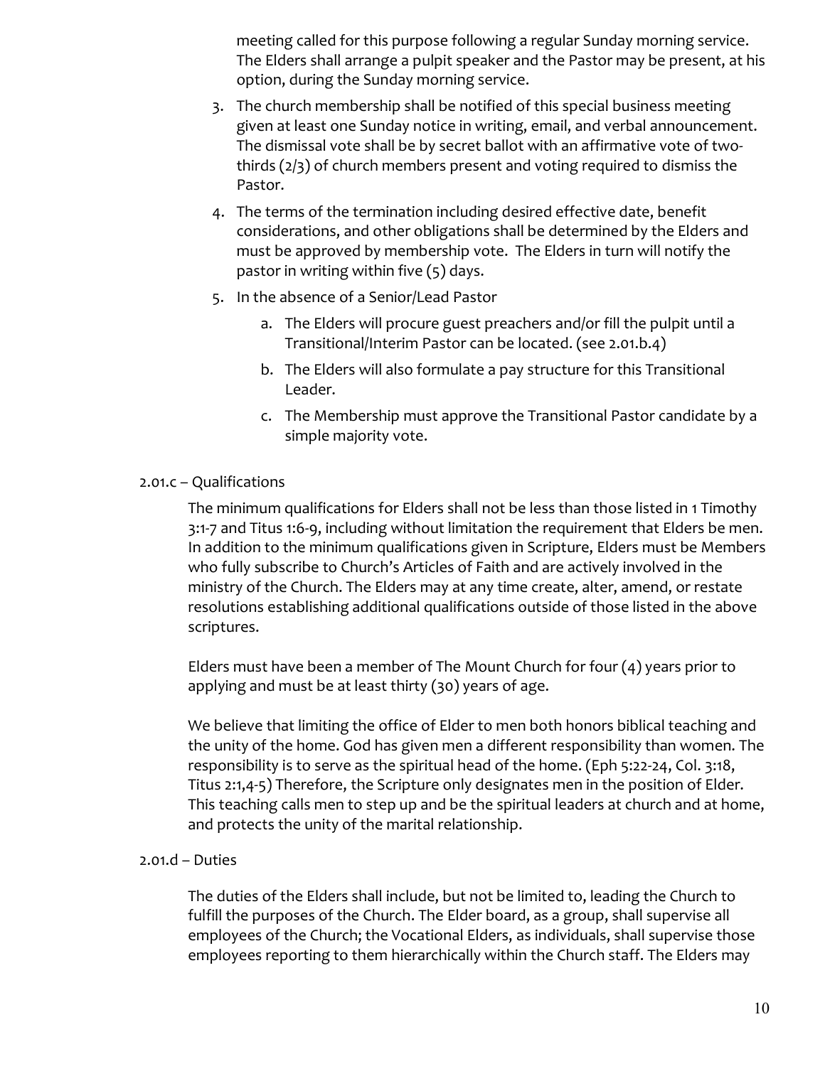meeting called for this purpose following a regular Sunday morning service. The Elders shall arrange a pulpit speaker and the Pastor may be present, at his option, during the Sunday morning service.

3. The church membership shall be notified of this special business meeting given at least one Sunday notice in writing, email, and verbal announcement. The dismissal vote shall be by secret ballot with an affirmative vote of two-thirds (2/3) of church members present and voting required to dismiss the Pastor.
4. The terms of the termination including desired effective date, benefit considerations, and other obligations shall be determined by the Elders and must be approved by membership vote. The Elders in turn will notify the pastor in writing within five (5) days.
5. In the absence of a Senior/Lead Pastor
    a. The Elders will procure guest preachers and/or fill the pulpit until a Transitional/Interim Pastor can be located. (see 2.01.b.4)
    b. The Elders will also formulate a pay structure for this Transitional Leader.
    c. The Membership must approve the Transitional Pastor candidate by a simple majority vote.

2.01.c – Qualifications

The minimum qualifications for Elders shall not be less than those listed in 1 Timothy 3:1-7 and Titus 1:6-9, including without limitation the requirement that Elders be men. In addition to the minimum qualifications given in Scripture, Elders must be Members who fully subscribe to Church's Articles of Faith and are actively involved in the ministry of the Church. The Elders may at any time create, alter, amend, or restate resolutions establishing additional qualifications outside of those listed in the above scriptures.

Elders must have been a member of The Mount Church for four (4) years prior to applying and must be at least thirty (30) years of age.

We believe that limiting the office of Elder to men both honors biblical teaching and the unity of the home. God has given men a different responsibility than women. The responsibility is to serve as the spiritual head of the home. (Eph 5:22-24, Col. 3:18, Titus 2:1,4-5) Therefore, the Scripture only designates men in the position of Elder. This teaching calls men to step up and be the spiritual leaders at church and at home, and protects the unity of the marital relationship.

2.01.d – Duties

The duties of the Elders shall include, but not be limited to, leading the Church to fulfill the purposes of the Church. The Elder board, as a group, shall supervise all employees of the Church; the Vocational Elders, as individuals, shall supervise those employees reporting to them hierarchically within the Church staff. The Elders may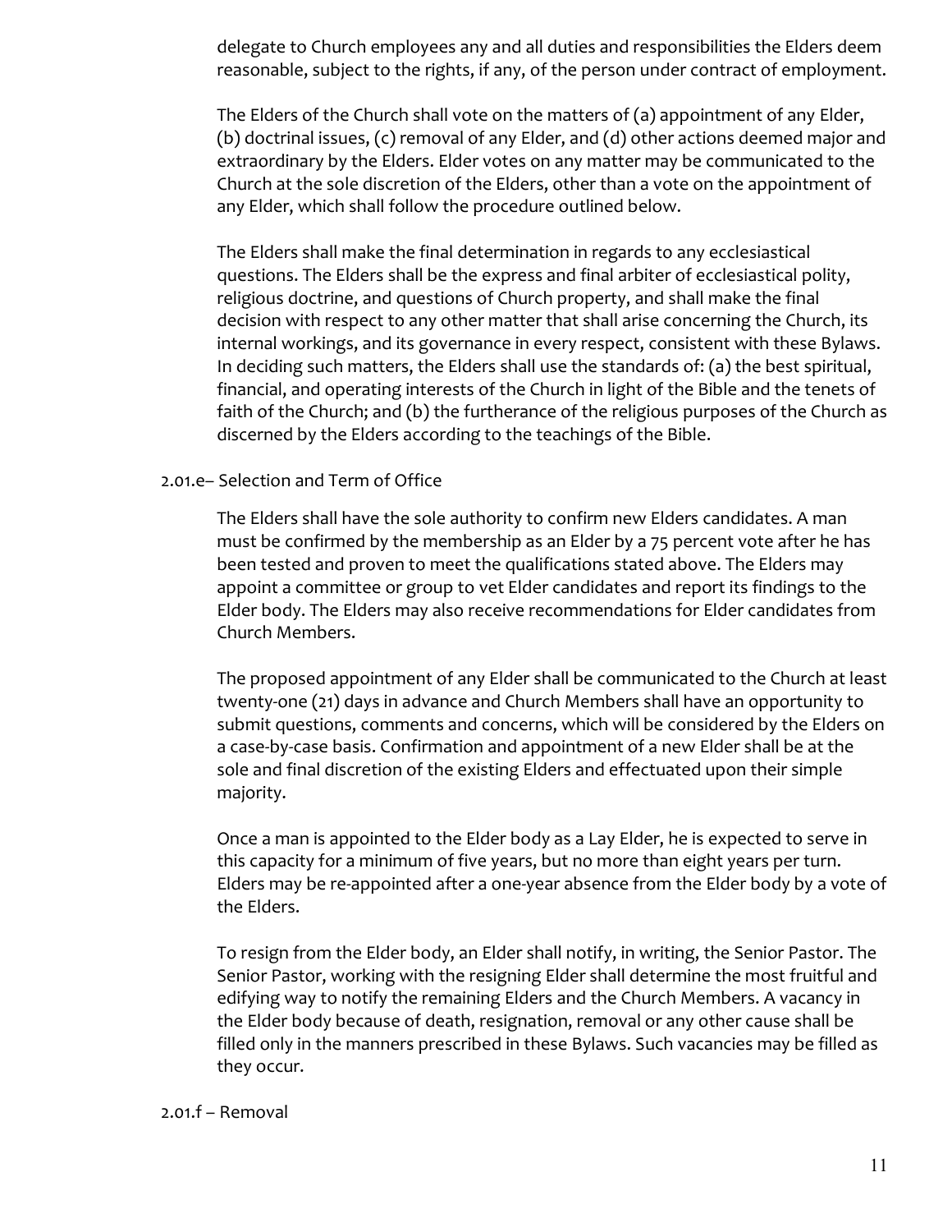delegate to Church employees any and all duties and responsibilities the Elders deem reasonable, subject to the rights, if any, of the person under contract of employment.

The Elders of the Church shall vote on the matters of (a) appointment of any Elder, (b) doctrinal issues, (c) removal of any Elder, and (d) other actions deemed major and extraordinary by the Elders. Elder votes on any matter may be communicated to the Church at the sole discretion of the Elders, other than a vote on the appointment of any Elder, which shall follow the procedure outlined below.

The Elders shall make the final determination in regards to any ecclesiastical questions. The Elders shall be the express and final arbiter of ecclesiastical polity, religious doctrine, and questions of Church property, and shall make the final decision with respect to any other matter that shall arise concerning the Church, its internal workings, and its governance in every respect, consistent with these Bylaws. In deciding such matters, the Elders shall use the standards of: (a) the best spiritual, financial, and operating interests of the Church in light of the Bible and the tenets of faith of the Church; and (b) the furtherance of the religious purposes of the Church as discerned by the Elders according to the teachings of the Bible.

2.01.e– Selection and Term of Office

The Elders shall have the sole authority to confirm new Elders candidates. A man must be confirmed by the membership as an Elder by a 75 percent vote after he has been tested and proven to meet the qualifications stated above. The Elders may appoint a committee or group to vet Elder candidates and report its findings to the Elder body. The Elders may also receive recommendations for Elder candidates from Church Members.

The proposed appointment of any Elder shall be communicated to the Church at least twenty-one (21) days in advance and Church Members shall have an opportunity to submit questions, comments and concerns, which will be considered by the Elders on a case-by-case basis. Confirmation and appointment of a new Elder shall be at the sole and final discretion of the existing Elders and effectuated upon their simple majority.

Once a man is appointed to the Elder body as a Lay Elder, he is expected to serve in this capacity for a minimum of five years, but no more than eight years per turn. Elders may be re-appointed after a one-year absence from the Elder body by a vote of the Elders.

To resign from the Elder body, an Elder shall notify, in writing, the Senior Pastor. The Senior Pastor, working with the resigning Elder shall determine the most fruitful and edifying way to notify the remaining Elders and the Church Members. A vacancy in the Elder body because of death, resignation, removal or any other cause shall be filled only in the manners prescribed in these Bylaws. Such vacancies may be filled as they occur.

2.01.f – Removal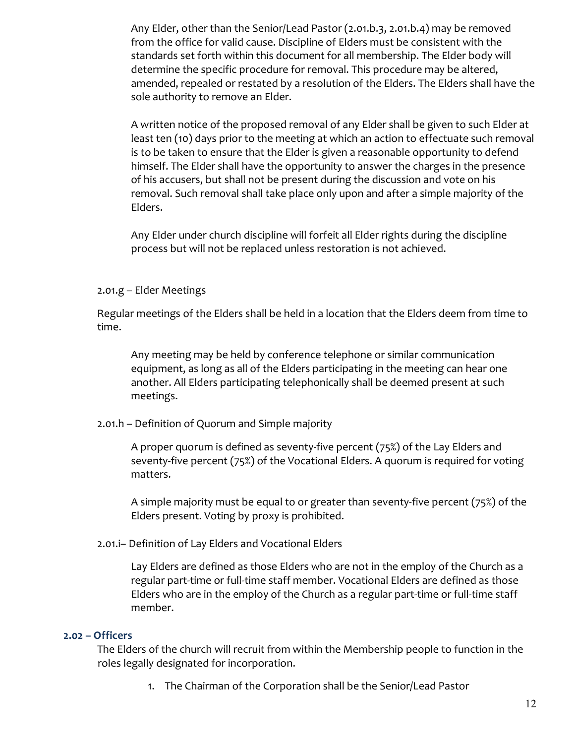Any Elder, other than the Senior/Lead Pastor (2.01.b.3, 2.01.b.4) may be removed from the office for valid cause. Discipline of Elders must be consistent with the standards set forth within this document for all membership. The Elder body will determine the specific procedure for removal. This procedure may be altered, amended, repealed or restated by a resolution of the Elders. The Elders shall have the sole authority to remove an Elder.

A written notice of the proposed removal of any Elder shall be given to such Elder at least ten (10) days prior to the meeting at which an action to effectuate such removal is to be taken to ensure that the Elder is given a reasonable opportunity to defend himself. The Elder shall have the opportunity to answer the charges in the presence of his accusers, but shall not be present during the discussion and vote on his removal. Such removal shall take place only upon and after a simple majority of the Elders.

Any Elder under church discipline will forfeit all Elder rights during the discipline process but will not be replaced unless restoration is not achieved.

2.01.g – Elder Meetings

Regular meetings of the Elders shall be held in a location that the Elders deem from time to time.

Any meeting may be held by conference telephone or similar communication equipment, as long as all of the Elders participating in the meeting can hear one another. All Elders participating telephonically shall be deemed present at such meetings.

2.01.h – Definition of Quorum and Simple majority

A proper quorum is defined as seventy-five percent (75%) of the Lay Elders and seventy-five percent (75%) of the Vocational Elders. A quorum is required for voting matters.

A simple majority must be equal to or greater than seventy-five percent (75%) of the Elders present. Voting by proxy is prohibited.

2.01.i– Definition of Lay Elders and Vocational Elders

Lay Elders are defined as those Elders who are not in the employ of the Church as a regular part-time or full-time staff member. Vocational Elders are defined as those Elders who are in the employ of the Church as a regular part-time or full-time staff member.

### 2.02 – Officers

The Elders of the church will recruit from within the Membership people to function in the roles legally designated for incorporation.

1. The Chairman of the Corporation shall be the Senior/Lead Pastor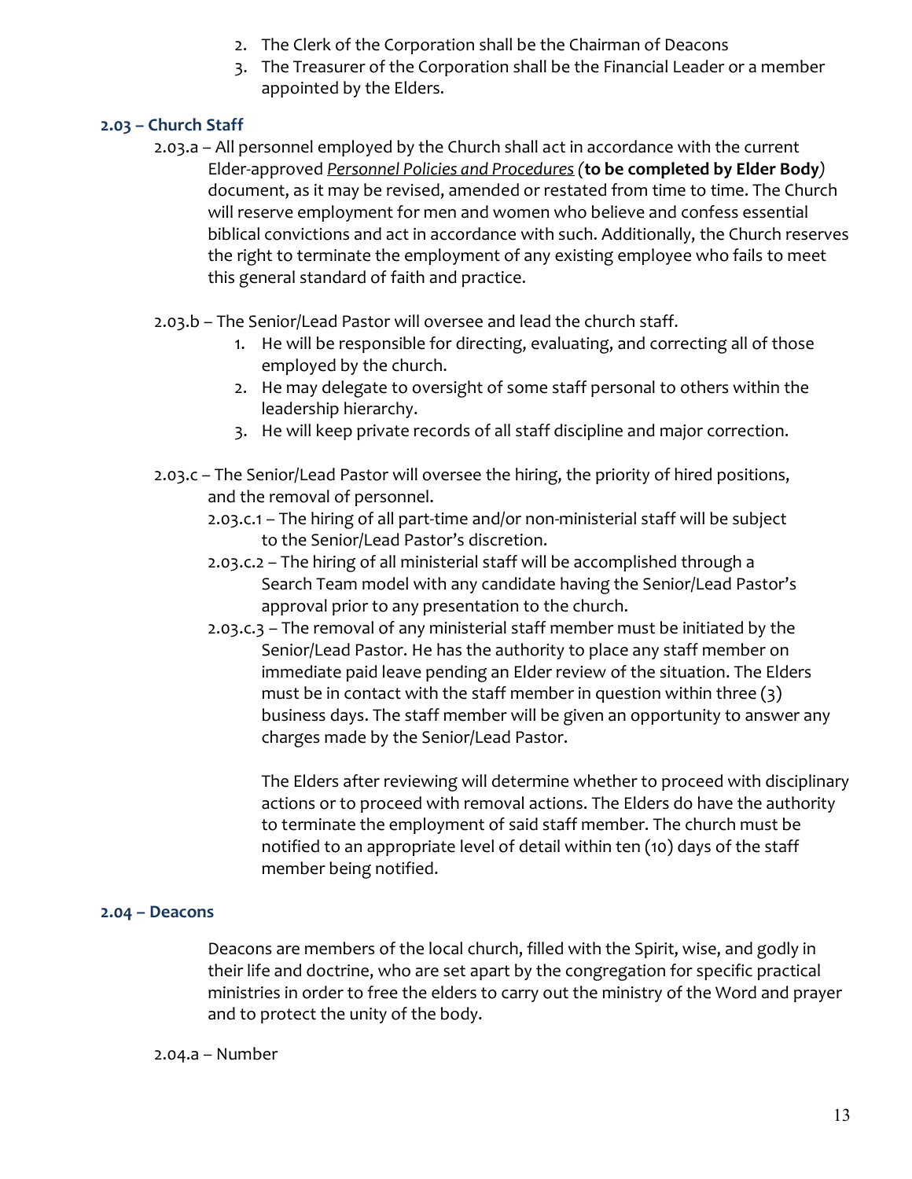2. The Clerk of the Corporation shall be the Chairman of Deacons
3. The Treasurer of the Corporation shall be the Financial Leader or a member appointed by the Elders.

### 2.03 – Church Staff

2.03.a – All personnel employed by the Church shall act in accordance with the current Elder-approved *Personnel Policies and Procedures* (**to be completed by Elder Body**) document, as it may be revised, amended or restated from time to time. The Church will reserve employment for men and women who believe and confess essential biblical convictions and act in accordance with such. Additionally, the Church reserves the right to terminate the employment of any existing employee who fails to meet this general standard of faith and practice.

2.03.b – The Senior/Lead Pastor will oversee and lead the church staff.

1. He will be responsible for directing, evaluating, and correcting all of those employed by the church.
2. He may delegate to oversight of some staff personal to others within the leadership hierarchy.
3. He will keep private records of all staff discipline and major correction.

2.03.c – The Senior/Lead Pastor will oversee the hiring, the priority of hired positions, and the removal of personnel.

2.03.c.1 – The hiring of all part-time and/or non-ministerial staff will be subject to the Senior/Lead Pastor's discretion.

2.03.c.2 – The hiring of all ministerial staff will be accomplished through a Search Team model with any candidate having the Senior/Lead Pastor's approval prior to any presentation to the church.

2.03.c.3 – The removal of any ministerial staff member must be initiated by the Senior/Lead Pastor. He has the authority to place any staff member on immediate paid leave pending an Elder review of the situation. The Elders must be in contact with the staff member in question within three (3) business days. The staff member will be given an opportunity to answer any charges made by the Senior/Lead Pastor.

The Elders after reviewing will determine whether to proceed with disciplinary actions or to proceed with removal actions. The Elders do have the authority to terminate the employment of said staff member. The church must be notified to an appropriate level of detail within ten (10) days of the staff member being notified.

### 2.04 – Deacons

Deacons are members of the local church, filled with the Spirit, wise, and godly in their life and doctrine, who are set apart by the congregation for specific practical ministries in order to free the elders to carry out the ministry of the Word and prayer and to protect the unity of the body.

2.04.a – Number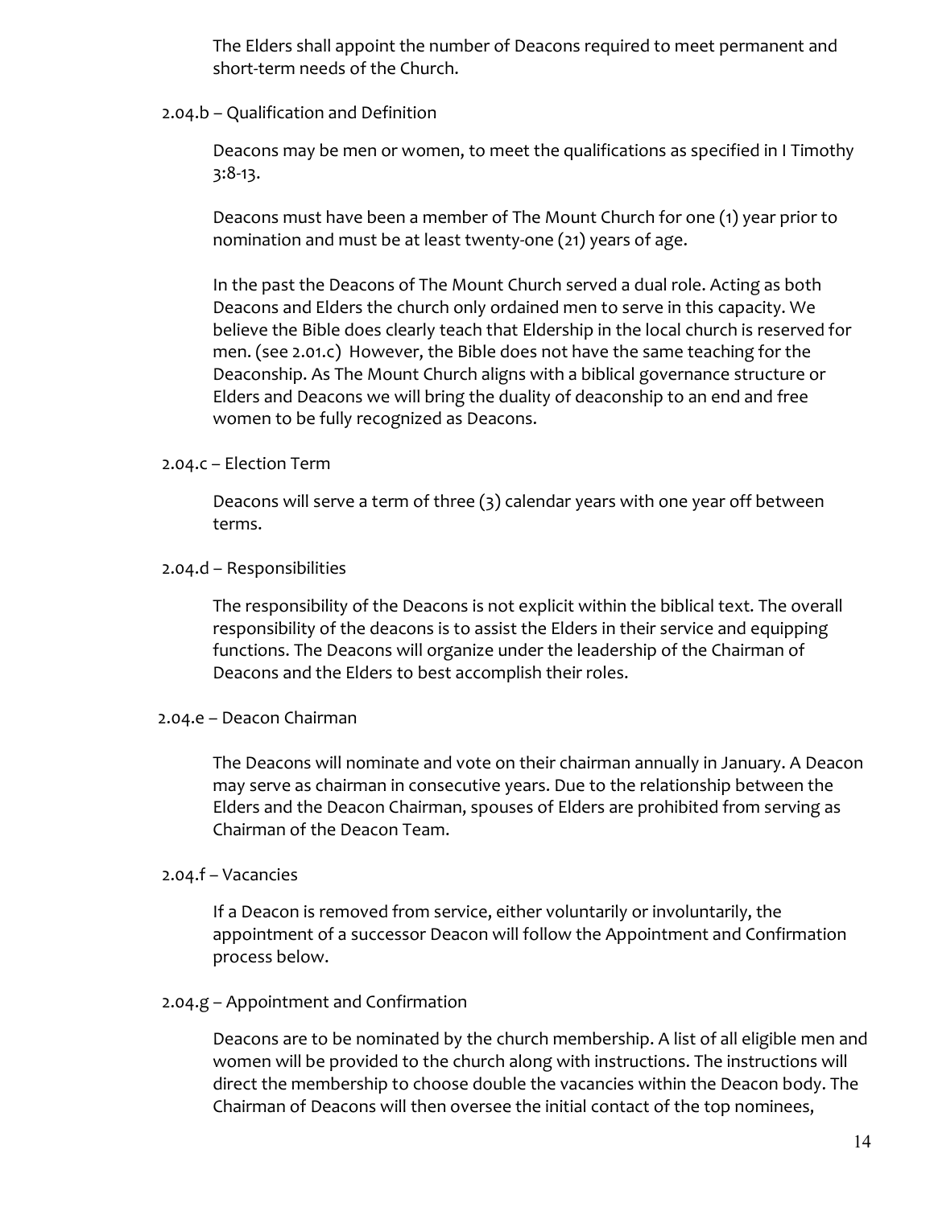The Elders shall appoint the number of Deacons required to meet permanent and short-term needs of the Church.

### 2.04.b – Qualification and Definition

Deacons may be men or women, to meet the qualifications as specified in I Timothy 3:8-13.

Deacons must have been a member of The Mount Church for one (1) year prior to nomination and must be at least twenty-one (21) years of age.

In the past the Deacons of The Mount Church served a dual role. Acting as both Deacons and Elders the church only ordained men to serve in this capacity. We believe the Bible does clearly teach that Eldership in the local church is reserved for men. (see 2.01.c) However, the Bible does not have the same teaching for the Deaconship. As The Mount Church aligns with a biblical governance structure or Elders and Deacons we will bring the duality of deaconship to an end and free women to be fully recognized as Deacons.

### 2.04.c – Election Term

Deacons will serve a term of three (3) calendar years with one year off between terms.

### 2.04.d – Responsibilities

The responsibility of the Deacons is not explicit within the biblical text. The overall responsibility of the deacons is to assist the Elders in their service and equipping functions. The Deacons will organize under the leadership of the Chairman of Deacons and the Elders to best accomplish their roles.

### 2.04.e – Deacon Chairman

The Deacons will nominate and vote on their chairman annually in January. A Deacon may serve as chairman in consecutive years. Due to the relationship between the Elders and the Deacon Chairman, spouses of Elders are prohibited from serving as Chairman of the Deacon Team.

### 2.04.f – Vacancies

If a Deacon is removed from service, either voluntarily or involuntarily, the appointment of a successor Deacon will follow the Appointment and Confirmation process below.

### 2.04.g – Appointment and Confirmation

Deacons are to be nominated by the church membership. A list of all eligible men and women will be provided to the church along with instructions. The instructions will direct the membership to choose double the vacancies within the Deacon body. The Chairman of Deacons will then oversee the initial contact of the top nominees,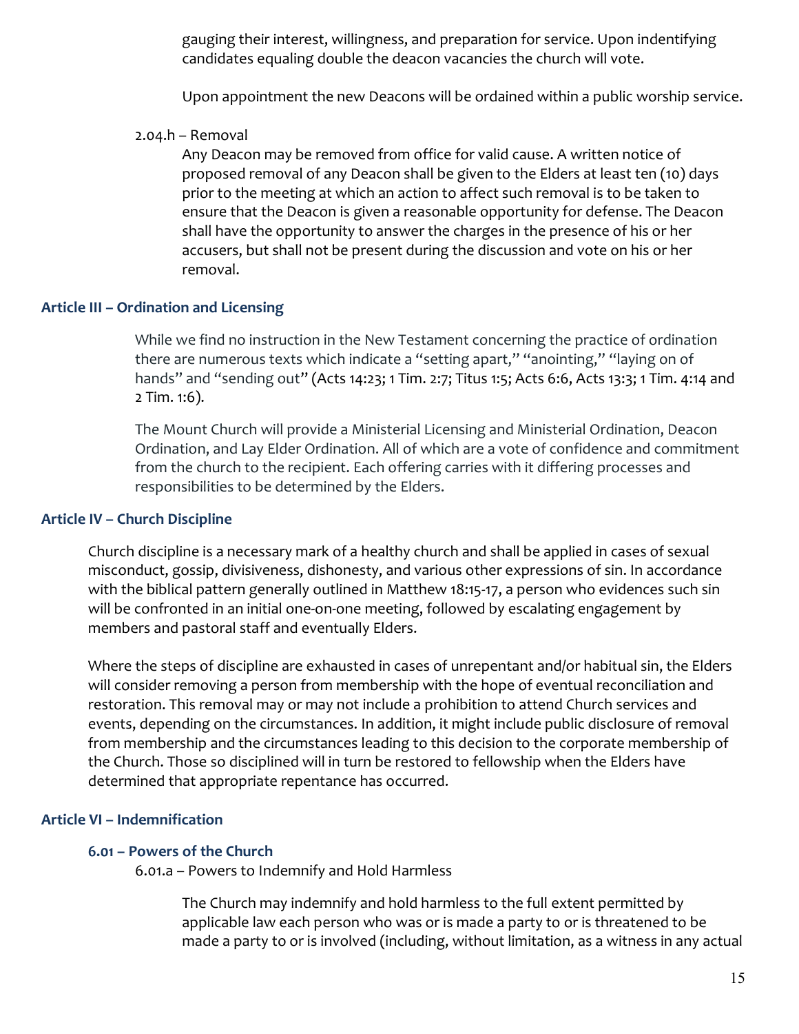gauging their interest, willingness, and preparation for service. Upon indentifying candidates equaling double the deacon vacancies the church will vote.

Upon appointment the new Deacons will be ordained within a public worship service.

2.04.h – Removal

Any Deacon may be removed from office for valid cause. A written notice of proposed removal of any Deacon shall be given to the Elders at least ten (10) days prior to the meeting at which an action to affect such removal is to be taken to ensure that the Deacon is given a reasonable opportunity for defense. The Deacon shall have the opportunity to answer the charges in the presence of his or her accusers, but shall not be present during the discussion and vote on his or her removal.

## Article III – Ordination and Licensing

While we find no instruction in the New Testament concerning the practice of ordination there are numerous texts which indicate a "setting apart," "anointing," "laying on of hands" and "sending out" (Acts 14:23; 1 Tim. 2:7; Titus 1:5; Acts 6:6, Acts 13:3; 1 Tim. 4:14 and 2 Tim. 1:6).

The Mount Church will provide a Ministerial Licensing and Ministerial Ordination, Deacon Ordination, and Lay Elder Ordination. All of which are a vote of confidence and commitment from the church to the recipient. Each offering carries with it differing processes and responsibilities to be determined by the Elders.

## Article IV – Church Discipline

Church discipline is a necessary mark of a healthy church and shall be applied in cases of sexual misconduct, gossip, divisiveness, dishonesty, and various other expressions of sin. In accordance with the biblical pattern generally outlined in Matthew 18:15-17, a person who evidences such sin will be confronted in an initial one-on-one meeting, followed by escalating engagement by members and pastoral staff and eventually Elders.

Where the steps of discipline are exhausted in cases of unrepentant and/or habitual sin, the Elders will consider removing a person from membership with the hope of eventual reconciliation and restoration. This removal may or may not include a prohibition to attend Church services and events, depending on the circumstances. In addition, it might include public disclosure of removal from membership and the circumstances leading to this decision to the corporate membership of the Church. Those so disciplined will in turn be restored to fellowship when the Elders have determined that appropriate repentance has occurred.

## Article VI – Indemnification

### 6.01 – Powers of the Church

6.01.a – Powers to Indemnify and Hold Harmless

The Church may indemnify and hold harmless to the full extent permitted by applicable law each person who was or is made a party to or is threatened to be made a party to or is involved (including, without limitation, as a witness in any actual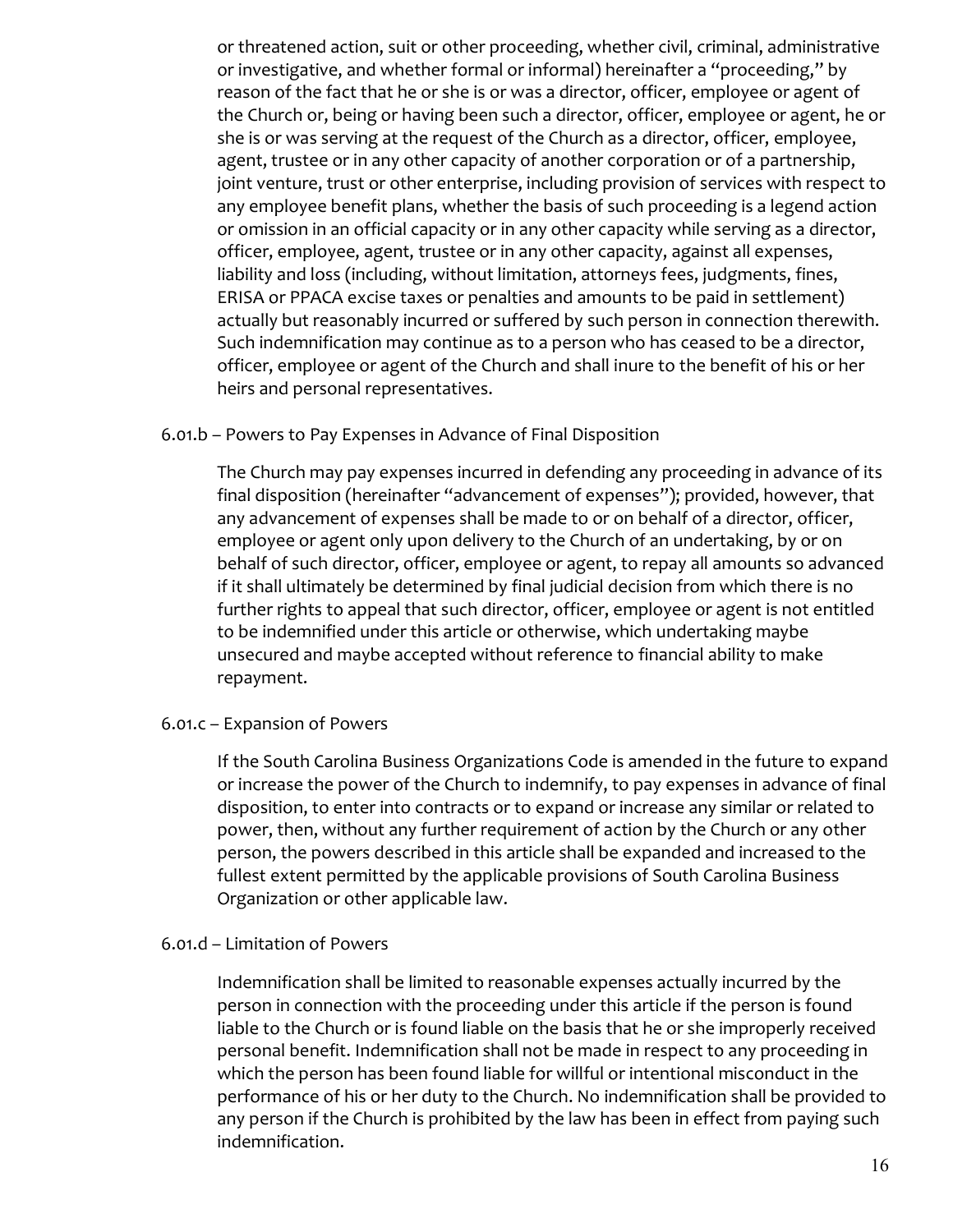or threatened action, suit or other proceeding, whether civil, criminal, administrative or investigative, and whether formal or informal) hereinafter a "proceeding," by reason of the fact that he or she is or was a director, officer, employee or agent of the Church or, being or having been such a director, officer, employee or agent, he or she is or was serving at the request of the Church as a director, officer, employee, agent, trustee or in any other capacity of another corporation or of a partnership, joint venture, trust or other enterprise, including provision of services with respect to any employee benefit plans, whether the basis of such proceeding is a legend action or omission in an official capacity or in any other capacity while serving as a director, officer, employee, agent, trustee or in any other capacity, against all expenses, liability and loss (including, without limitation, attorneys fees, judgments, fines, ERISA or PPACA excise taxes or penalties and amounts to be paid in settlement) actually but reasonably incurred or suffered by such person in connection therewith. Such indemnification may continue as to a person who has ceased to be a director, officer, employee or agent of the Church and shall inure to the benefit of his or her heirs and personal representatives.

6.01.b – Powers to Pay Expenses in Advance of Final Disposition

The Church may pay expenses incurred in defending any proceeding in advance of its final disposition (hereinafter "advancement of expenses"); provided, however, that any advancement of expenses shall be made to or on behalf of a director, officer, employee or agent only upon delivery to the Church of an undertaking, by or on behalf of such director, officer, employee or agent, to repay all amounts so advanced if it shall ultimately be determined by final judicial decision from which there is no further rights to appeal that such director, officer, employee or agent is not entitled to be indemnified under this article or otherwise, which undertaking maybe unsecured and maybe accepted without reference to financial ability to make repayment.

6.01.c – Expansion of Powers

If the South Carolina Business Organizations Code is amended in the future to expand or increase the power of the Church to indemnify, to pay expenses in advance of final disposition, to enter into contracts or to expand or increase any similar or related to power, then, without any further requirement of action by the Church or any other person, the powers described in this article shall be expanded and increased to the fullest extent permitted by the applicable provisions of South Carolina Business Organization or other applicable law.

6.01.d – Limitation of Powers

Indemnification shall be limited to reasonable expenses actually incurred by the person in connection with the proceeding under this article if the person is found liable to the Church or is found liable on the basis that he or she improperly received personal benefit. Indemnification shall not be made in respect to any proceeding in which the person has been found liable for willful or intentional misconduct in the performance of his or her duty to the Church. No indemnification shall be provided to any person if the Church is prohibited by the law has been in effect from paying such indemnification.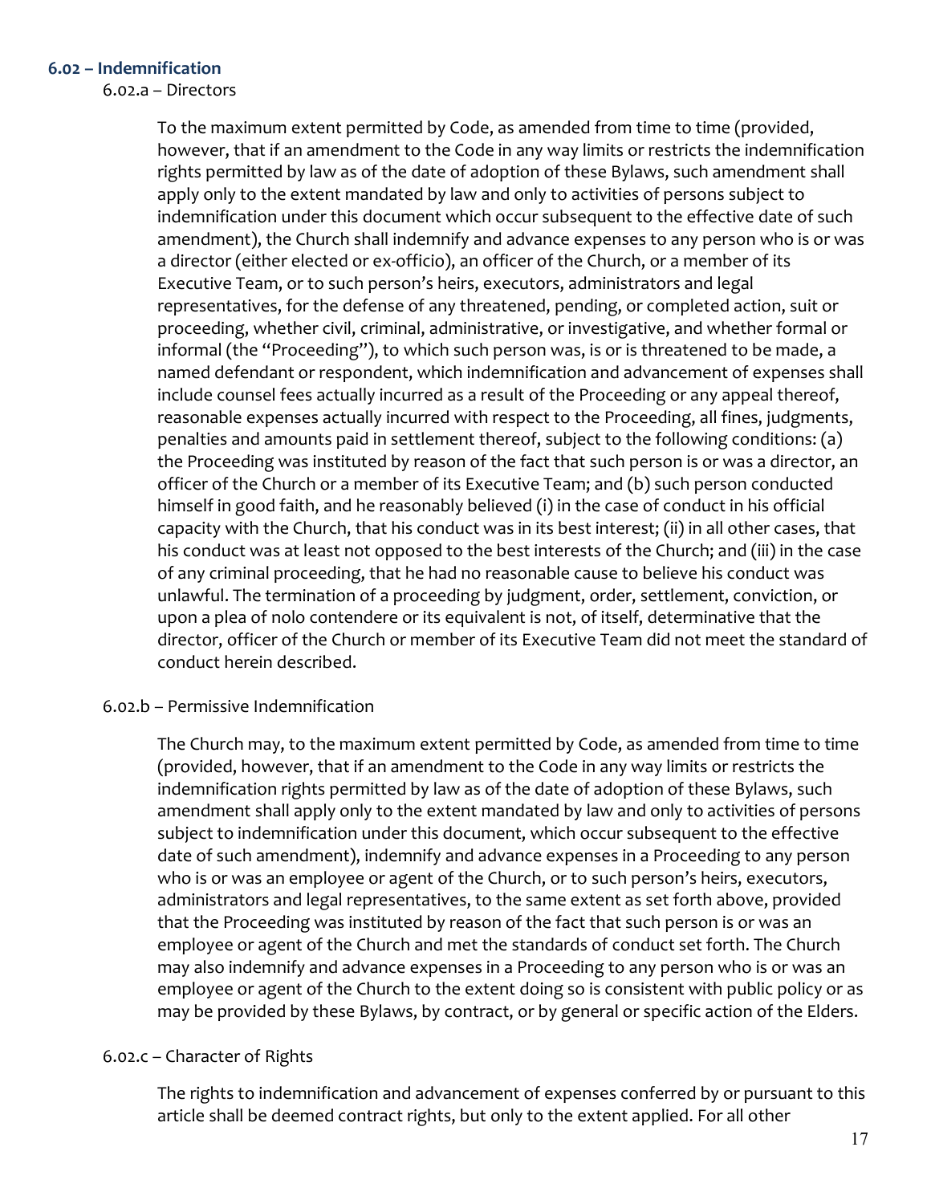### 6.02 – Indemnification

6.02.a – Directors

To the maximum extent permitted by Code, as amended from time to time (provided, however, that if an amendment to the Code in any way limits or restricts the indemnification rights permitted by law as of the date of adoption of these Bylaws, such amendment shall apply only to the extent mandated by law and only to activities of persons subject to indemnification under this document which occur subsequent to the effective date of such amendment), the Church shall indemnify and advance expenses to any person who is or was a director (either elected or ex-officio), an officer of the Church, or a member of its Executive Team, or to such person's heirs, executors, administrators and legal representatives, for the defense of any threatened, pending, or completed action, suit or proceeding, whether civil, criminal, administrative, or investigative, and whether formal or informal (the "Proceeding"), to which such person was, is or is threatened to be made, a named defendant or respondent, which indemnification and advancement of expenses shall include counsel fees actually incurred as a result of the Proceeding or any appeal thereof, reasonable expenses actually incurred with respect to the Proceeding, all fines, judgments, penalties and amounts paid in settlement thereof, subject to the following conditions: (a) the Proceeding was instituted by reason of the fact that such person is or was a director, an officer of the Church or a member of its Executive Team; and (b) such person conducted himself in good faith, and he reasonably believed (i) in the case of conduct in his official capacity with the Church, that his conduct was in its best interest; (ii) in all other cases, that his conduct was at least not opposed to the best interests of the Church; and (iii) in the case of any criminal proceeding, that he had no reasonable cause to believe his conduct was unlawful. The termination of a proceeding by judgment, order, settlement, conviction, or upon a plea of nolo contendere or its equivalent is not, of itself, determinative that the director, officer of the Church or member of its Executive Team did not meet the standard of conduct herein described.

6.02.b – Permissive Indemnification

The Church may, to the maximum extent permitted by Code, as amended from time to time (provided, however, that if an amendment to the Code in any way limits or restricts the indemnification rights permitted by law as of the date of adoption of these Bylaws, such amendment shall apply only to the extent mandated by law and only to activities of persons subject to indemnification under this document, which occur subsequent to the effective date of such amendment), indemnify and advance expenses in a Proceeding to any person who is or was an employee or agent of the Church, or to such person's heirs, executors, administrators and legal representatives, to the same extent as set forth above, provided that the Proceeding was instituted by reason of the fact that such person is or was an employee or agent of the Church and met the standards of conduct set forth. The Church may also indemnify and advance expenses in a Proceeding to any person who is or was an employee or agent of the Church to the extent doing so is consistent with public policy or as may be provided by these Bylaws, by contract, or by general or specific action of the Elders.

6.02.c – Character of Rights

The rights to indemnification and advancement of expenses conferred by or pursuant to this article shall be deemed contract rights, but only to the extent applied. For all other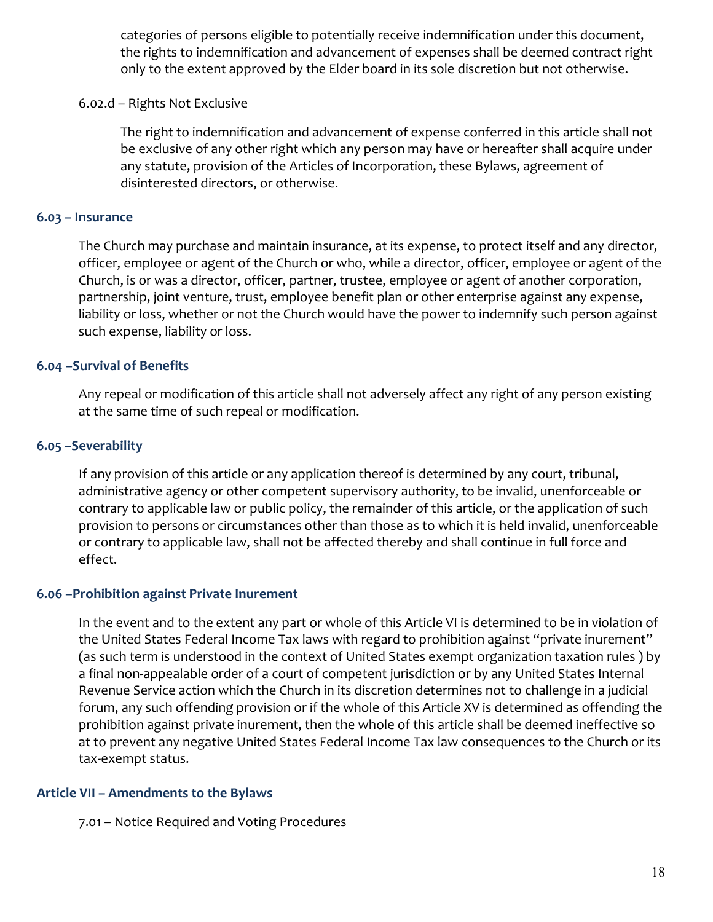categories of persons eligible to potentially receive indemnification under this document, the rights to indemnification and advancement of expenses shall be deemed contract right only to the extent approved by the Elder board in its sole discretion but not otherwise.

6.02.d – Rights Not Exclusive

The right to indemnification and advancement of expense conferred in this article shall not be exclusive of any other right which any person may have or hereafter shall acquire under any statute, provision of the Articles of Incorporation, these Bylaws, agreement of disinterested directors, or otherwise.

### 6.03 – Insurance

The Church may purchase and maintain insurance, at its expense, to protect itself and any director, officer, employee or agent of the Church or who, while a director, officer, employee or agent of the Church, is or was a director, officer, partner, trustee, employee or agent of another corporation, partnership, joint venture, trust, employee benefit plan or other enterprise against any expense, liability or loss, whether or not the Church would have the power to indemnify such person against such expense, liability or loss.

### 6.04 –Survival of Benefits

Any repeal or modification of this article shall not adversely affect any right of any person existing at the same time of such repeal or modification.

### 6.05 –Severability

If any provision of this article or any application thereof is determined by any court, tribunal, administrative agency or other competent supervisory authority, to be invalid, unenforceable or contrary to applicable law or public policy, the remainder of this article, or the application of such provision to persons or circumstances other than those as to which it is held invalid, unenforceable or contrary to applicable law, shall not be affected thereby and shall continue in full force and effect.

### 6.06 –Prohibition against Private Inurement

In the event and to the extent any part or whole of this Article VI is determined to be in violation of the United States Federal Income Tax laws with regard to prohibition against "private inurement" (as such term is understood in the context of United States exempt organization taxation rules ) by a final non-appealable order of a court of competent jurisdiction or by any United States Internal Revenue Service action which the Church in its discretion determines not to challenge in a judicial forum, any such offending provision or if the whole of this Article XV is determined as offending the prohibition against private inurement, then the whole of this article shall be deemed ineffective so at to prevent any negative United States Federal Income Tax law consequences to the Church or its tax-exempt status.

## Article VII – Amendments to the Bylaws

7.01 – Notice Required and Voting Procedures